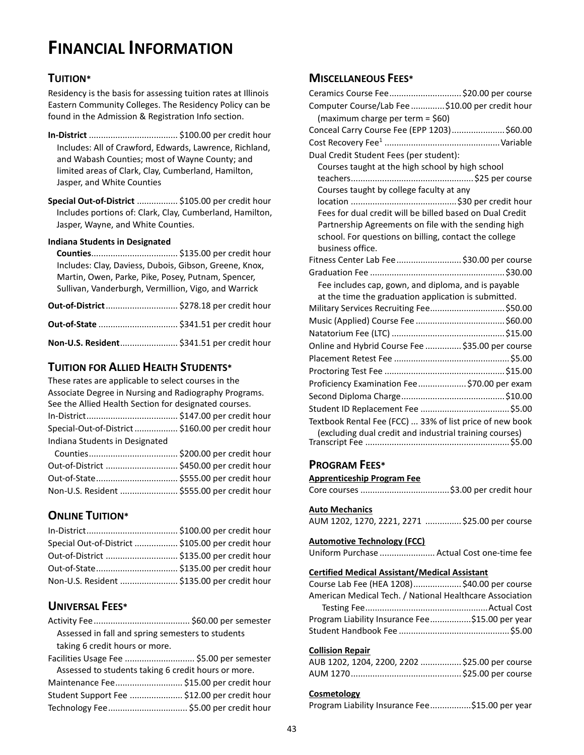# Financial Information

## Tuition*

Residency is the basis for assessing tuition rates at Illinois Eastern Community Colleges. The Residency Policy can be found in the Admission & Registration Info section.

**In-District** .................................... $100.00 per credit hour
Includes: All of Crawford, Edwards, Lawrence, Richland, and Wabash Counties; most of Wayne County; and limited areas of Clark, Clay, Cumberland, Hamilton, Jasper, and White Counties

**Special Out-of-District** ................. $105.00 per credit hour
Includes portions of: Clark, Clay, Cumberland, Hamilton, Jasper, Wayne, and White Counties.

**Indiana Students in Designated Counties**.................................... $135.00 per credit hour
Includes: Clay, Daviess, Dubois, Gibson, Greene, Knox, Martin, Owen, Parke, Pike, Posey, Putnam, Spencer, Sullivan, Vanderburgh, Vermillion, Vigo, and Warrick

**Out-of-District**.............................. $278.18 per credit hour

**Out-of-State** ................................. $341.51 per credit hour

**Non-U.S. Resident**........................ $341.51 per credit hour

## Tuition for Allied Health Students*

These rates are applicable to select courses in the Associate Degree in Nursing and Radiography Programs. See the Allied Health Section for designated courses.

In-District...................................... $147.00 per credit hour
Special-Out-of-District .................. $160.00 per credit hour
Indiana Students in Designated Counties..................................... $200.00 per credit hour
Out-of-District .............................. $450.00 per credit hour
Out-of-State.................................. $555.00 per credit hour
Non-U.S. Resident ........................ $555.00 per credit hour

## Online Tuition*

In-District...................................... $100.00 per credit hour
Special Out-of-District .................. $105.00 per credit hour
Out-of-District .............................. $135.00 per credit hour
Out-of-State.................................. $135.00 per credit hour
Non-U.S. Resident ........................ $135.00 per credit hour

## Universal Fees*

Activity Fee........................................ $60.00 per semester
Assessed in fall and spring semesters to students taking 6 credit hours or more.
Facilities Usage Fee ............................ $5.00 per semester
Assessed to students taking 6 credit hours or more.
Maintenance Fee........................... $15.00 per credit hour
Student Support Fee ...................... $12.00 per credit hour
Technology Fee................................ $5.00 per credit hour

## Miscellaneous Fees*

Ceramics Course Fee............................. $20.00 per course
Computer Course/Lab Fee .............$10.00 per credit hour
(maximum charge per term = $60)
Conceal Carry Course Fee (EPP 1203)...................... $60.00
Cost Recovery Fee[1] ................................................Variable
Dual Credit Student Fees (per student):
Courses taught at the high school by high school teachers.................................................. $25 per course
Courses taught by college faculty at any location ........................................... $30 per credit hour
Fees for dual credit will be billed based on Dual Credit Partnership Agreements on file with the sending high school. For questions on billing, contact the college business office.
Fitness Center Lab Fee.......................... $30.00 per course
Graduation Fee ....................................................... $30.00
Fee includes cap, gown, and diploma, and is payable at the time the graduation application is submitted.
Military Services Recruiting Fee............................... $50.00
Music (Applied) Course Fee .................................... $60.00
Natatorium Fee (LTC) .............................................. $15.00
Online and Hybrid Course Fee ............... $35.00 per course
Placement Retest Fee ............................................... $5.00
Proctoring Test Fee ................................................. $15.00
Proficiency Examination Fee.................... $70.00 per exam
Second Diploma Charge.......................................... $10.00
Student ID Replacement Fee ..................................... $5.00
Textbook Rental Fee (FCC) ... 33% of list price of new book
(excluding dual credit and industrial training courses)
Transcript Fee ........................................................... $5.00

## Program Fees*

**Apprenticeship Program Fee**
Core courses .....................................$3.00 per credit hour

**Auto Mechanics**
AUM 1202, 1270, 2221, 2271 .............. $25.00 per course

**Automotive Technology (FCC)**
Uniform Purchase ....................... Actual Cost one-time fee

**Certified Medical Assistant/Medical Assistant**
Course Lab Fee (HEA 1208).................... $40.00 per course
American Medical Tech. / National Healthcare Association Testing Fee..................................................Actual Cost
Program Liability Insurance Fee.................$15.00 per year
Student Handbook Fee ............................................. $5.00

**Collision Repair**
AUB 1202, 1204, 2200, 2202 ................. $25.00 per course
AUM 1270............................................. $25.00 per course

**Cosmetology**
Program Liability Insurance Fee.................$15.00 per year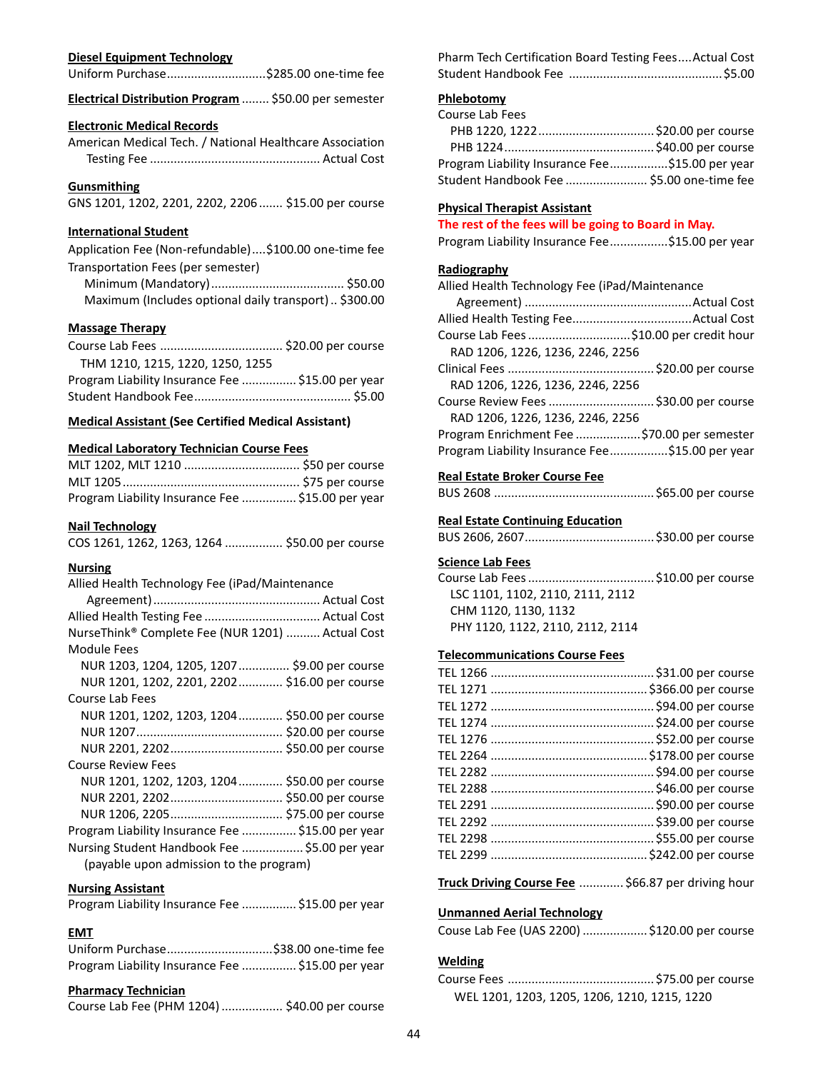**Diesel Equipment Technology**

Uniform Purchase............................$285.00 one-time fee

**Electrical Distribution Program** ........ $50.00 per semester

**Electronic Medical Records**

American Medical Tech. / National Healthcare Association Testing Fee ................................................ Actual Cost

**Gunsmithing**

GNS 1201, 1202, 2201, 2202, 2206 ....... $15.00 per course

**International Student**

Application Fee (Non-refundable)....$100.00 one-time fee

Transportation Fees (per semester)

- Minimum (Mandatory)...................................... $50.00
- Maximum (Includes optional daily transport) .. $300.00

**Massage Therapy**

Course Lab Fees .................................... $20.00 per course
- THM 1210, 1215, 1220, 1250, 1255

Program Liability Insurance Fee ................ $15.00 per year

Student Handbook Fee............................................. $5.00

**Medical Assistant (See Certified Medical Assistant)**

**Medical Laboratory Technician Course Fees**

MLT 1202, MLT 1210 ................................. $50 per course

MLT 1205................................................... $75 per course

Program Liability Insurance Fee ................ $15.00 per year

**Nail Technology**

COS 1261, 1262, 1263, 1264 ................. $50.00 per course

**Nursing**

Allied Health Technology Fee (iPad/Maintenance Agreement) ................................................ Actual Cost

Allied Health Testing Fee .................................. Actual Cost

NurseThink® Complete Fee (NUR 1201) .......... Actual Cost

Module Fees
- NUR 1203, 1204, 1205, 1207 ............... $9.00 per course
- NUR 1201, 1202, 2201, 2202 ............. $16.00 per course

Course Lab Fees
- NUR 1201, 1202, 1203, 1204 ............. $50.00 per course
- NUR 1207.......................................... $20.00 per course
- NUR 2201, 2202................................ $50.00 per course

Course Review Fees
- NUR 1201, 1202, 1203, 1204 ............. $50.00 per course
- NUR 2201, 2202................................ $50.00 per course
- NUR 1206, 2205................................ $75.00 per course

Program Liability Insurance Fee ................ $15.00 per year

Nursing Student Handbook Fee .................. $5.00 per year (payable upon admission to the program)

**Nursing Assistant**

Program Liability Insurance Fee ................ $15.00 per year

**EMT**

Uniform Purchase...............................$38.00 one-time fee

Program Liability Insurance Fee ................ $15.00 per year

**Pharmacy Technician**

Course Lab Fee (PHM 1204) .................. $40.00 per course

Pharm Tech Certification Board Testing Fees....Actual Cost

Student Handbook Fee ............................................$5.00

**Phlebotomy**

Course Lab Fees
- PHB 1220, 1222................................. $20.00 per course
- PHB 1224........................................... $40.00 per course

Program Liability Insurance Fee.................$15.00 per year

Student Handbook Fee ....................... $5.00 one-time fee

**Physical Therapist Assistant**

**The rest of the fees will be going to Board in May.**

Program Liability Insurance Fee.................$15.00 per year

**Radiography**

Allied Health Technology Fee (iPad/Maintenance Agreement) ................................................Actual Cost

Allied Health Testing Fee..................................Actual Cost

Course Lab Fees .............................$10.00 per credit hour
- RAD 1206, 1226, 1236, 2246, 2256

Clinical Fees .......................................... $20.00 per course
- RAD 1206, 1226, 1236, 2246, 2256

Course Review Fees .............................. $30.00 per course
- RAD 1206, 1226, 1236, 2246, 2256

Program Enrichment Fee ...................$70.00 per semester

Program Liability Insurance Fee.................$15.00 per year

**Real Estate Broker Course Fee**

BUS 2608 .............................................. $65.00 per course

**Real Estate Continuing Education**

BUS 2606, 2607..................................... $30.00 per course

**Science Lab Fees**

Course Lab Fees .................................... $10.00 per course
- LSC 1101, 1102, 2110, 2111, 2112
- CHM 1120, 1130, 1132
- PHY 1120, 1122, 2110, 2112, 2114

**Telecommunications Course Fees**

| | |
|---|---|
| TEL 1266 | $31.00 per course |
| TEL 1271 | $366.00 per course |
| TEL 1272 | $94.00 per course |
| TEL 1274 | $24.00 per course |
| TEL 1276 | $52.00 per course |
| TEL 2264 | $178.00 per course |
| TEL 2282 | $94.00 per course |
| TEL 2288 | $46.00 per course |
| TEL 2291 | $90.00 per course |
| TEL 2292 | $39.00 per course |
| TEL 2298 | $55.00 per course |
| TEL 2299 | $242.00 per course |

**Truck Driving Course Fee** ............ $66.87 per driving hour

**Unmanned Aerial Technology**

Couse Lab Fee (UAS 2200) ................... $120.00 per course

**Welding**

Course Fees .......................................... $75.00 per course
- WEL 1201, 1203, 1205, 1206, 1210, 1215, 1220